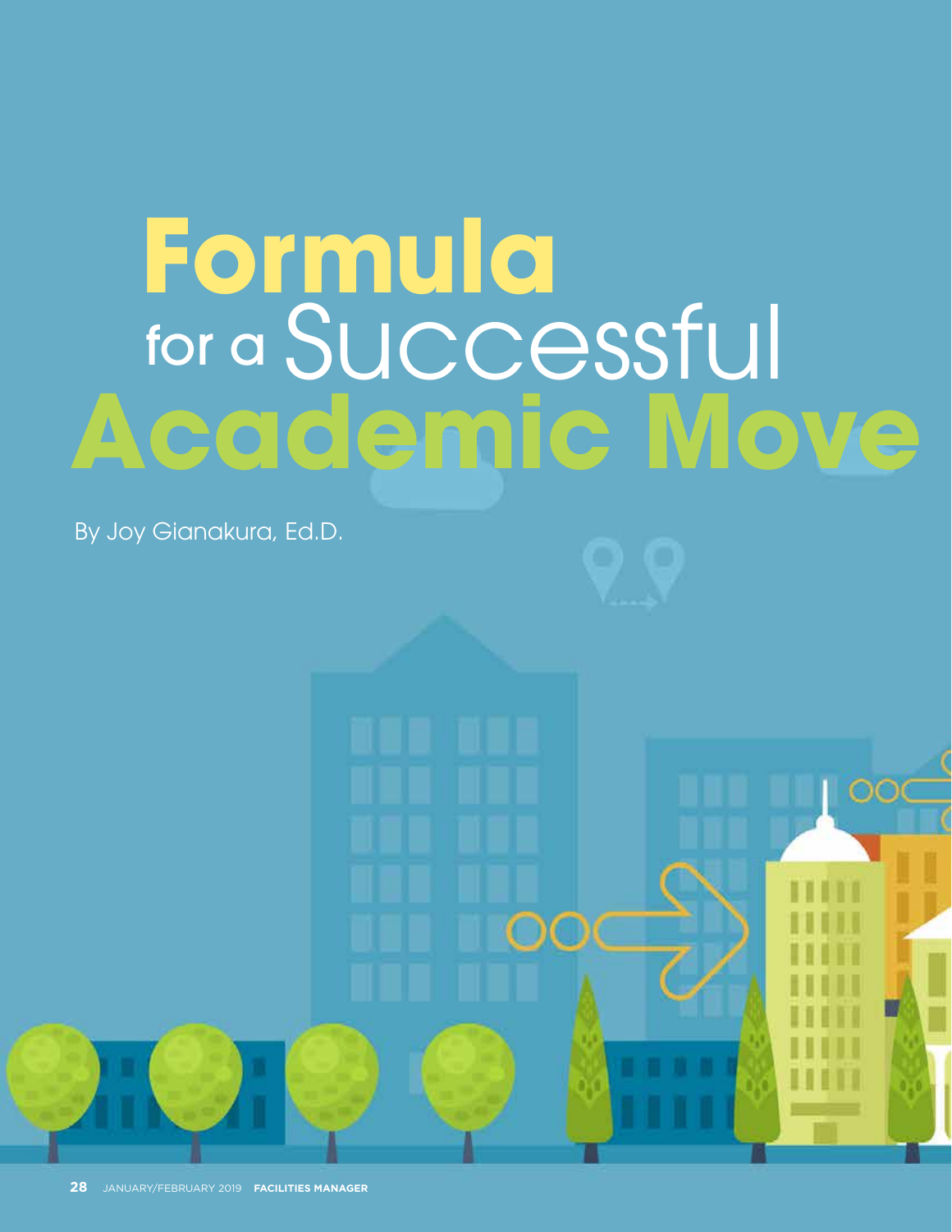# Formula for a Successful Academic Move

By Joy Gianakura, Ed.D.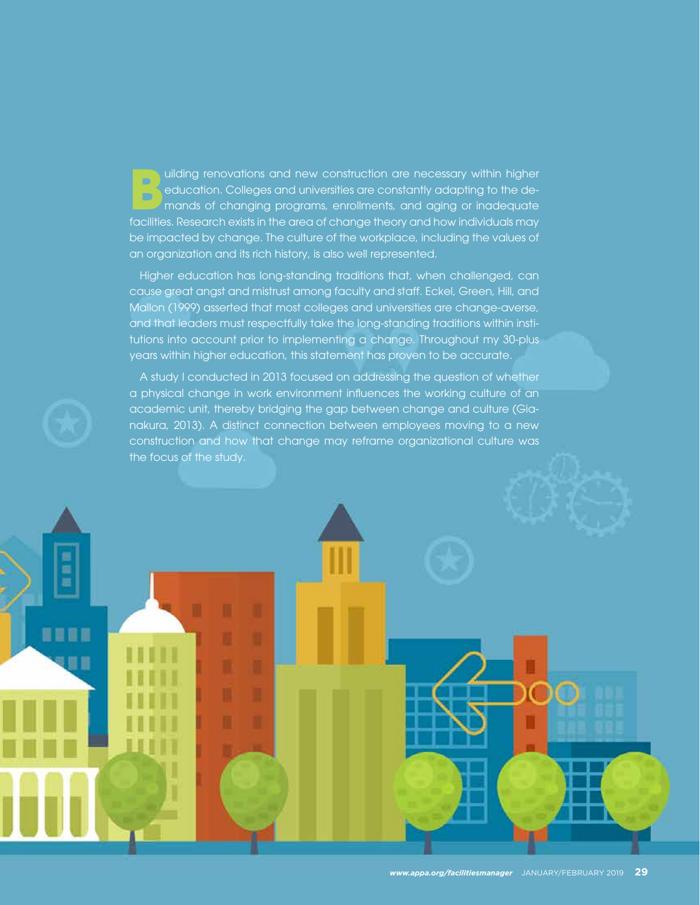Building renovations and new construction are necessary within higher education. Colleges and universities are constantly adapting to the demands of changing programs, enrollments, and aging or inadequate facilities. Research exists in the area of change theory and how individuals may be impacted by change. The culture of the workplace, including the values of an organization and its rich history, is also well represented.

Higher education has long-standing traditions that, when challenged, can cause great angst and mistrust among faculty and staff. Eckel, Green, Hill, and Mallon (1999) asserted that most colleges and universities are change-averse, and that leaders must respectfully take the long-standing traditions within institutions into account prior to implementing a change. Throughout my 30-plus years within higher education, this statement has proven to be accurate.

A study I conducted in 2013 focused on addressing the question of whether a physical change in work environment influences the working culture of an academic unit, thereby bridging the gap between change and culture (Gianakura, 2013). A distinct connection between employees moving to a new construction and how that change may reframe organizational culture was the focus of the study.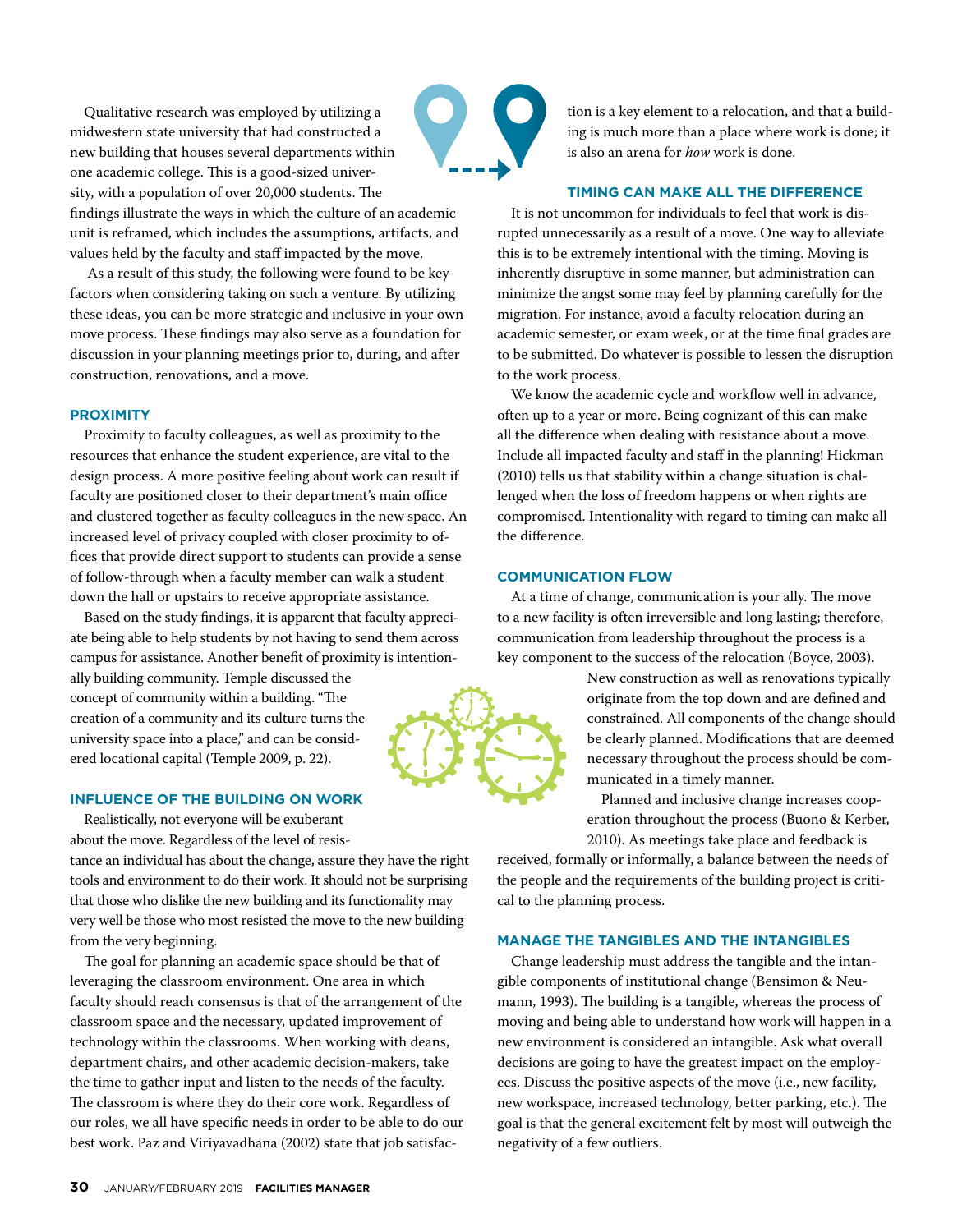Qualitative research was employed by utilizing a midwestern state university that had constructed a new building that houses several departments within one academic college. This is a good-sized university, with a population of over 20,000 students. The findings illustrate the ways in which the culture of an academic unit is reframed, which includes the assumptions, artifacts, and values held by the faculty and staff impacted by the move.

As a result of this study, the following were found to be key factors when considering taking on such a venture. By utilizing these ideas, you can be more strategic and inclusive in your own move process. These findings may also serve as a foundation for discussion in your planning meetings prior to, during, and after construction, renovations, and a move.

## PROXIMITY

Proximity to faculty colleagues, as well as proximity to the resources that enhance the student experience, are vital to the design process. A more positive feeling about work can result if faculty are positioned closer to their department's main office and clustered together as faculty colleagues in the new space. An increased level of privacy coupled with closer proximity to offices that provide direct support to students can provide a sense of follow-through when a faculty member can walk a student down the hall or upstairs to receive appropriate assistance.

Based on the study findings, it is apparent that faculty appreciate being able to help students by not having to send them across campus for assistance. Another benefit of proximity is intentionally building community. Temple discussed the concept of community within a building. "The creation of a community and its culture turns the university space into a place," and can be considered locational capital (Temple 2009, p. 22).

## INFLUENCE OF THE BUILDING ON WORK

Realistically, not everyone will be exuberant about the move. Regardless of the level of resistance an individual has about the change, assure they have the right tools and environment to do their work. It should not be surprising that those who dislike the new building and its functionality may very well be those who most resisted the move to the new building from the very beginning.

The goal for planning an academic space should be that of leveraging the classroom environment. One area in which faculty should reach consensus is that of the arrangement of the classroom space and the necessary, updated improvement of technology within the classrooms. When working with deans, department chairs, and other academic decision-makers, take the time to gather input and listen to the needs of the faculty. The classroom is where they do their core work. Regardless of our roles, we all have specific needs in order to be able to do our best work. Paz and Viriyavadhana (2002) state that job satisfaction is a key element to a relocation, and that a building is much more than a place where work is done; it is also an arena for *how* work is done.

## TIMING CAN MAKE ALL THE DIFFERENCE

It is not uncommon for individuals to feel that work is disrupted unnecessarily as a result of a move. One way to alleviate this is to be extremely intentional with the timing. Moving is inherently disruptive in some manner, but administration can minimize the angst some may feel by planning carefully for the migration. For instance, avoid a faculty relocation during an academic semester, or exam week, or at the time final grades are to be submitted. Do whatever is possible to lessen the disruption to the work process.

We know the academic cycle and workflow well in advance, often up to a year or more. Being cognizant of this can make all the difference when dealing with resistance about a move. Include all impacted faculty and staff in the planning! Hickman (2010) tells us that stability within a change situation is challenged when the loss of freedom happens or when rights are compromised. Intentionality with regard to timing can make all the difference.

## COMMUNICATION FLOW

At a time of change, communication is your ally. The move to a new facility is often irreversible and long lasting; therefore, communication from leadership throughout the process is a key component to the success of the relocation (Boyce, 2003).

New construction as well as renovations typically originate from the top down and are defined and constrained. All components of the change should be clearly planned. Modifications that are deemed necessary throughout the process should be communicated in a timely manner.

Planned and inclusive change increases cooperation throughout the process (Buono & Kerber, 2010). As meetings take place and feedback is received, formally or informally, a balance between the needs of the people and the requirements of the building project is critical to the planning process.

## MANAGE THE TANGIBLES AND THE INTANGIBLES

Change leadership must address the tangible and the intangible components of institutional change (Bensimon & Neumann, 1993). The building is a tangible, whereas the process of moving and being able to understand how work will happen in a new environment is considered an intangible. Ask what overall decisions are going to have the greatest impact on the employees. Discuss the positive aspects of the move (i.e., new facility, new workspace, increased technology, better parking, etc.). The goal is that the general excitement felt by most will outweigh the negativity of a few outliers.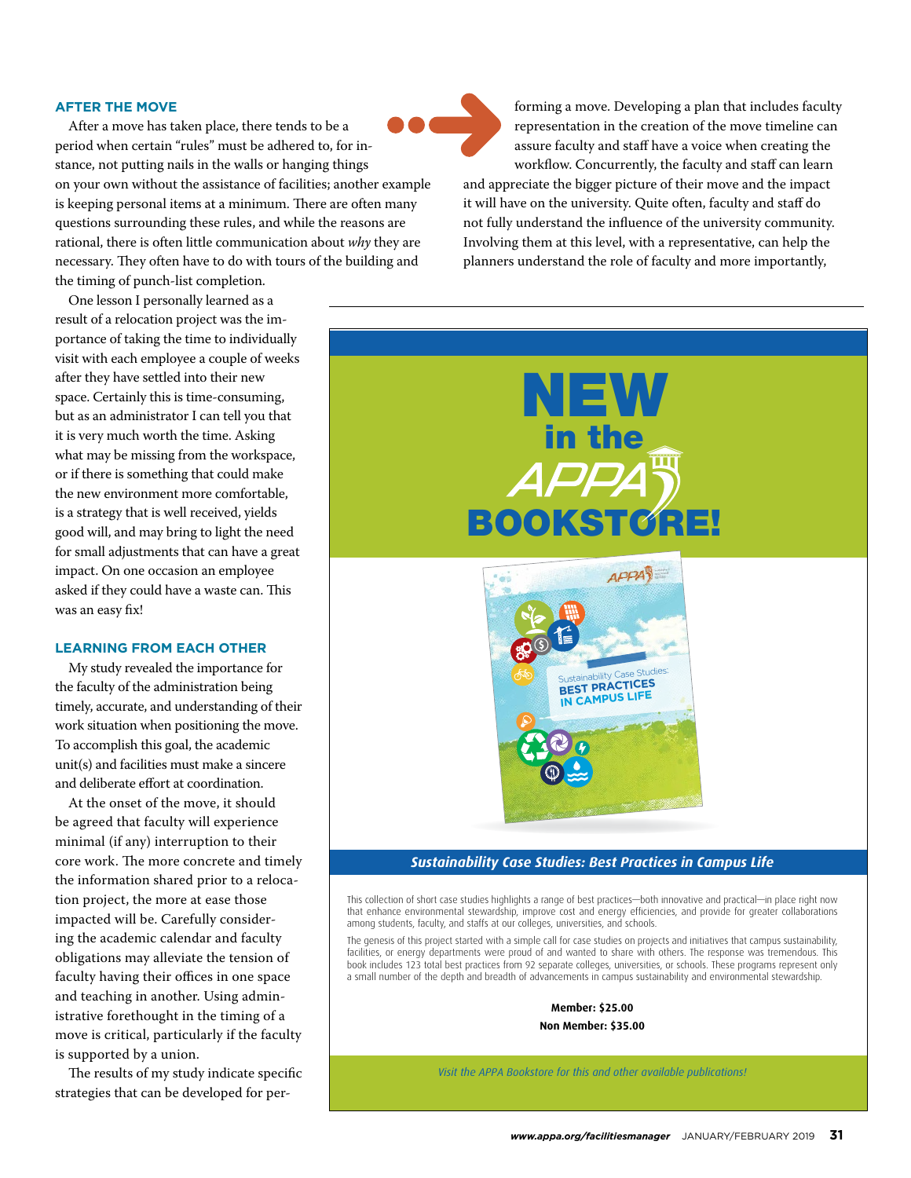## AFTER THE MOVE

After a move has taken place, there tends to be a period when certain "rules" must be adhered to, for instance, not putting nails in the walls or hanging things on your own without the assistance of facilities; another example is keeping personal items at a minimum. There are often many questions surrounding these rules, and while the reasons are rational, there is often little communication about *why* they are necessary. They often have to do with tours of the building and the timing of punch-list completion.

One lesson I personally learned as a result of a relocation project was the importance of taking the time to individually visit with each employee a couple of weeks after they have settled into their new space. Certainly this is time-consuming, but as an administrator I can tell you that it is very much worth the time. Asking what may be missing from the workspace, or if there is something that could make the new environment more comfortable, is a strategy that is well received, yields good will, and may bring to light the need for small adjustments that can have a great impact. On one occasion an employee asked if they could have a waste can. This was an easy fix!

## LEARNING FROM EACH OTHER

My study revealed the importance for the faculty of the administration being timely, accurate, and understanding of their work situation when positioning the move. To accomplish this goal, the academic unit(s) and facilities must make a sincere and deliberate effort at coordination.

At the onset of the move, it should be agreed that faculty will experience minimal (if any) interruption to their core work. The more concrete and timely the information shared prior to a relocation project, the more at ease those impacted will be. Carefully considering the academic calendar and faculty obligations may alleviate the tension of faculty having their offices in one space and teaching in another. Using administrative forethought in the timing of a move is critical, particularly if the faculty is supported by a union.

The results of my study indicate specific strategies that can be developed for performing a move. Developing a plan that includes faculty representation in the creation of the move timeline can assure faculty and staff have a voice when creating the workflow. Concurrently, the faculty and staff can learn and appreciate the bigger picture of their move and the impact it will have on the university. Quite often, faculty and staff do not fully understand the influence of the university community. Involving them at this level, with a representative, can help the planners understand the role of faculty and more importantly,

---

# NEW in the APPA BOOKSTORE!

***Sustainability Case Studies: Best Practices in Campus Life***

This collection of short case studies highlights a range of best practices—both innovative and practical—in place right now that enhance environmental stewardship, improve cost and energy efficiencies, and provide for greater collaborations among students, faculty, and staffs at our colleges, universities, and schools.

The genesis of this project started with a simple call for case studies on projects and initiatives that campus sustainability, facilities, or energy departments were proud of and wanted to share with others. The response was tremendous. This book includes 123 total best practices from 92 separate colleges, universities, or schools. These programs represent only a small number of the depth and breadth of advancements in campus sustainability and environmental stewardship.

**Member: $25.00**
**Non Member: $35.00**

*Visit the APPA Bookstore for this and other available publications!*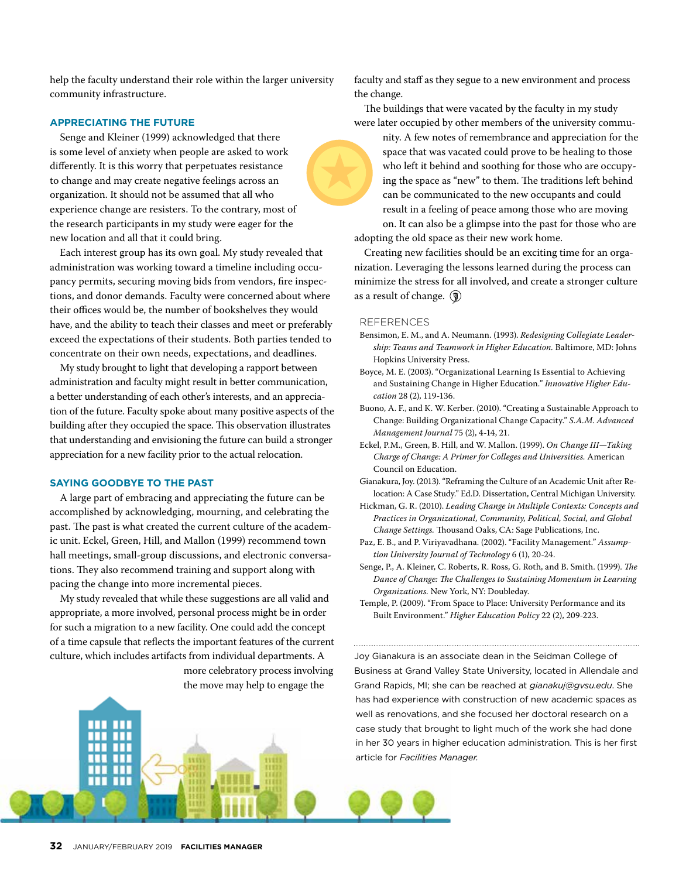help the faculty understand their role within the larger university community infrastructure.

## APPRECIATING THE FUTURE

Senge and Kleiner (1999) acknowledged that there is some level of anxiety when people are asked to work differently. It is this worry that perpetuates resistance to change and may create negative feelings across an organization. It should not be assumed that all who experience change are resisters. To the contrary, most of the research participants in my study were eager for the new location and all that it could bring.

Each interest group has its own goal. My study revealed that administration was working toward a timeline including occupancy permits, securing moving bids from vendors, fire inspections, and donor demands. Faculty were concerned about where their offices would be, the number of bookshelves they would have, and the ability to teach their classes and meet or preferably exceed the expectations of their students. Both parties tended to concentrate on their own needs, expectations, and deadlines.

My study brought to light that developing a rapport between administration and faculty might result in better communication, a better understanding of each other's interests, and an appreciation of the future. Faculty spoke about many positive aspects of the building after they occupied the space. This observation illustrates that understanding and envisioning the future can build a stronger appreciation for a new facility prior to the actual relocation.

## SAYING GOODBYE TO THE PAST

A large part of embracing and appreciating the future can be accomplished by acknowledging, mourning, and celebrating the past. The past is what created the current culture of the academic unit. Eckel, Green, Hill, and Mallon (1999) recommend town hall meetings, small-group discussions, and electronic conversations. They also recommend training and support along with pacing the change into more incremental pieces.

My study revealed that while these suggestions are all valid and appropriate, a more involved, personal process might be in order for such a migration to a new facility. One could add the concept of a time capsule that reflects the important features of the current culture, which includes artifacts from individual departments. A more celebratory process involving the move may help to engage the faculty and staff as they segue to a new environment and process the change.

The buildings that were vacated by the faculty in my study were later occupied by other members of the university community. A few notes of remembrance and appreciation for the space that was vacated could prove to be healing to those who left it behind and soothing for those who are occupying the space as "new" to them. The traditions left behind can be communicated to the new occupants and could result in a feeling of peace among those who are moving on. It can also be a glimpse into the past for those who are adopting the old space as their new work home.

Creating new facilities should be an exciting time for an organization. Leveraging the lessons learned during the process can minimize the stress for all involved, and create a stronger culture as a result of change.

## REFERENCES

Bensimon, E. M., and A. Neumann. (1993). *Redesigning Collegiate Leadership: Teams and Teamwork in Higher Education.* Baltimore, MD: Johns Hopkins University Press.

Boyce, M. E. (2003). "Organizational Learning Is Essential to Achieving and Sustaining Change in Higher Education." *Innovative Higher Education* 28 (2), 119-136.

Buono, A. F., and K. W. Kerber. (2010). "Creating a Sustainable Approach to Change: Building Organizational Change Capacity." *S.A.M. Advanced Management Journal* 75 (2), 4-14, 21.

Eckel, P.M., Green, B. Hill, and W. Mallon. (1999). *On Change III—Taking Charge of Change: A Primer for Colleges and Universities.* American Council on Education.

Gianakura, Joy. (2013). "Reframing the Culture of an Academic Unit after Relocation: A Case Study." Ed.D. Dissertation, Central Michigan University.

Hickman, G. R. (2010). *Leading Change in Multiple Contexts: Concepts and Practices in Organizational, Community, Political, Social, and Global Change Settings.* Thousand Oaks, CA: Sage Publications, Inc.

Paz, E. B., and P. Viriyavadhana. (2002). "Facility Management." *Assumption University Journal of Technology* 6 (1), 20-24.

Senge, P., A. Kleiner, C. Roberts, R. Ross, G. Roth, and B. Smith. (1999). *The Dance of Change: The Challenges to Sustaining Momentum in Learning Organizations.* New York, NY: Doubleday.

Temple, P. (2009). "From Space to Place: University Performance and its Built Environment." *Higher Education Policy* 22 (2), 209-223.

---

Joy Gianakura is an associate dean in the Seidman College of Business at Grand Valley State University, located in Allendale and Grand Rapids, MI; she can be reached at *gianakuj@gvsu.edu*. She has had experience with construction of new academic spaces as well as renovations, and she focused her doctoral research on a case study that brought to light much of the work she had done in her 30 years in higher education administration. This is her first article for *Facilities Manager.*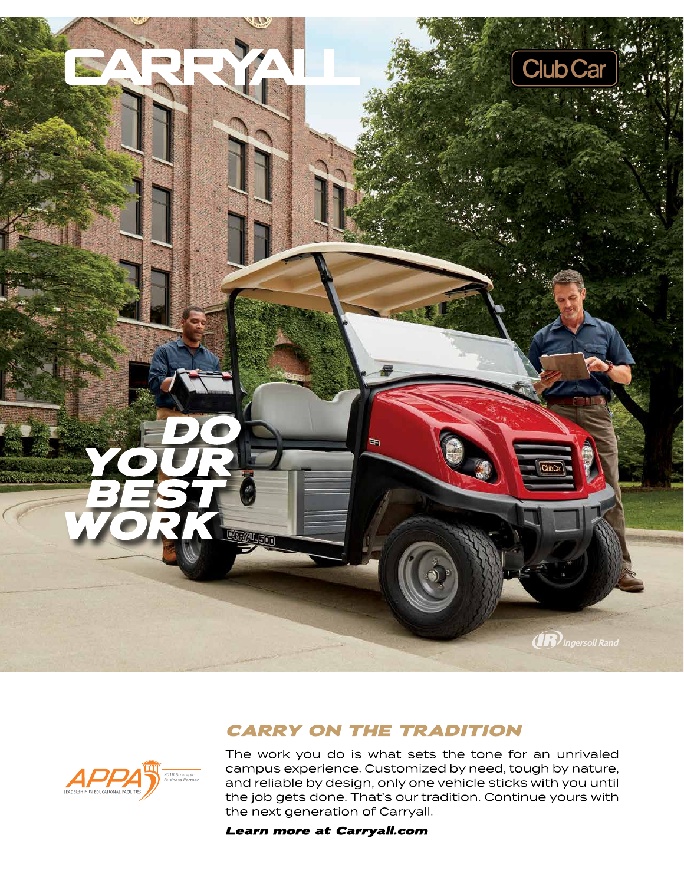# CARRYALL

Club Car

DO YOUR BEST WORK

Ingersoll Rand

APPA LEADERSHIP IN EDUCATIONAL FACILITIES 2018 Strategic Business Partner

## CARRY ON THE TRADITION

The work you do is what sets the tone for an unrivaled campus experience. Customized by need, tough by nature, and reliable by design, only one vehicle sticks with you until the job gets done. That's our tradition. Continue yours with the next generation of Carryall.

***Learn more at Carryall.com***